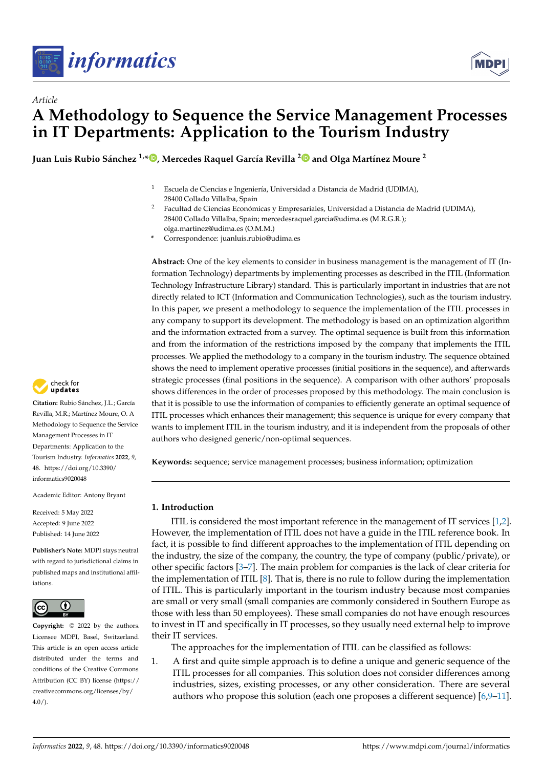*Article*

# A Methodology to Sequence the Service Management Processes in IT Departments: Application to the Tourism Industry

**Juan Luis Rubio Sánchez [1,*], Mercedes Raquel García Revilla [2] and Olga Martínez Moure [2]**

[1] Escuela de Ciencias e Ingeniería, Universidad a Distancia de Madrid (UDIMA), 28400 Collado Villalba, Spain

[2] Facultad de Ciencias Económicas y Empresariales, Universidad a Distancia de Madrid (UDIMA), 28400 Collado Villalba, Spain; mercedesraquel.garcia@udima.es (M.R.G.R.); olga.martinez@udima.es (O.M.M.)

[*] Correspondence: juanluis.rubio@udima.es

**Abstract:** One of the key elements to consider in business management is the management of IT (Information Technology) departments by implementing processes as described in the ITIL (Information Technology Infrastructure Library) standard. This is particularly important in industries that are not directly related to ICT (Information and Communication Technologies), such as the tourism industry. In this paper, we present a methodology to sequence the implementation of the ITIL processes in any company to support its development. The methodology is based on an optimization algorithm and the information extracted from a survey. The optimal sequence is built from this information and from the information of the restrictions imposed by the company that implements the ITIL processes. We applied the methodology to a company in the tourism industry. The sequence obtained shows the need to implement operative processes (initial positions in the sequence), and afterwards strategic processes (final positions in the sequence). A comparison with other authors' proposals shows differences in the order of processes proposed by this methodology. The main conclusion is that it is possible to use the information of companies to efficiently generate an optimal sequence of ITIL processes which enhances their management; this sequence is unique for every company that wants to implement ITIL in the tourism industry, and it is independent from the proposals of other authors who designed generic/non-optimal sequences.

**Keywords:** sequence; service management processes; business information; optimization

**Citation:** Rubio Sánchez, J.L.; García Revilla, M.R.; Martínez Moure, O. A Methodology to Sequence the Service Management Processes in IT Departments: Application to the Tourism Industry. *Informatics* **2022**, *9*, 48. https://doi.org/10.3390/informatics9020048

Academic Editor: Antony Bryant

Received: 5 May 2022
Accepted: 9 June 2022
Published: 14 June 2022

**Publisher's Note:** MDPI stays neutral with regard to jurisdictional claims in published maps and institutional affiliations.

**Copyright:** © 2022 by the authors. Licensee MDPI, Basel, Switzerland. This article is an open access article distributed under the terms and conditions of the Creative Commons Attribution (CC BY) license (https://creativecommons.org/licenses/by/4.0/).

## 1. Introduction

ITIL is considered the most important reference in the management of IT services [1,2]. However, the implementation of ITIL does not have a guide in the ITIL reference book. In fact, it is possible to find different approaches to the implementation of ITIL depending on the industry, the size of the company, the country, the type of company (public/private), or other specific factors [3–7]. The main problem for companies is the lack of clear criteria for the implementation of ITIL [8]. That is, there is no rule to follow during the implementation of ITIL. This is particularly important in the tourism industry because most companies are small or very small (small companies are commonly considered in Southern Europe as those with less than 50 employees). These small companies do not have enough resources to invest in IT and specifically in IT processes, so they usually need external help to improve their IT services.

The approaches for the implementation of ITIL can be classified as follows:

1. A first and quite simple approach is to define a unique and generic sequence of the ITIL processes for all companies. This solution does not consider differences among industries, sizes, existing processes, or any other consideration. There are several authors who propose this solution (each one proposes a different sequence) [6,9–11].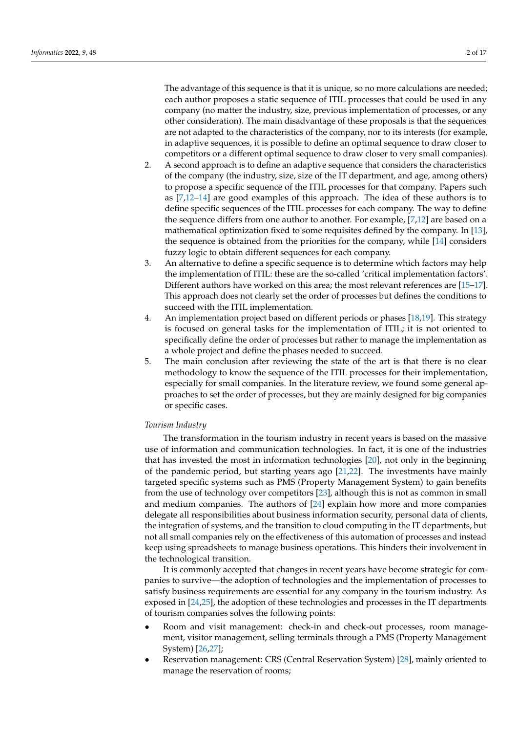The advantage of this sequence is that it is unique, so no more calculations are needed; each author proposes a static sequence of ITIL processes that could be used in any company (no matter the industry, size, previous implementation of processes, or any other consideration). The main disadvantage of these proposals is that the sequences are not adapted to the characteristics of the company, nor to its interests (for example, in adaptive sequences, it is possible to define an optimal sequence to draw closer to competitors or a different optimal sequence to draw closer to very small companies).

2. A second approach is to define an adaptive sequence that considers the characteristics of the company (the industry, size, size of the IT department, and age, among others) to propose a specific sequence of the ITIL processes for that company. Papers such as [7,12–14] are good examples of this approach. The idea of these authors is to define specific sequences of the ITIL processes for each company. The way to define the sequence differs from one author to another. For example, [7,12] are based on a mathematical optimization fixed to some requisites defined by the company. In [13], the sequence is obtained from the priorities for the company, while [14] considers fuzzy logic to obtain different sequences for each company.
3. An alternative to define a specific sequence is to determine which factors may help the implementation of ITIL: these are the so-called 'critical implementation factors'. Different authors have worked on this area; the most relevant references are [15–17]. This approach does not clearly set the order of processes but defines the conditions to succeed with the ITIL implementation.
4. An implementation project based on different periods or phases [18,19]. This strategy is focused on general tasks for the implementation of ITIL; it is not oriented to specifically define the order of processes but rather to manage the implementation as a whole project and define the phases needed to succeed.
5. The main conclusion after reviewing the state of the art is that there is no clear methodology to know the sequence of the ITIL processes for their implementation, especially for small companies. In the literature review, we found some general approaches to set the order of processes, but they are mainly designed for big companies or specific cases.

*Tourism Industry*

The transformation in the tourism industry in recent years is based on the massive use of information and communication technologies. In fact, it is one of the industries that has invested the most in information technologies [20], not only in the beginning of the pandemic period, but starting years ago [21,22]. The investments have mainly targeted specific systems such as PMS (Property Management System) to gain benefits from the use of technology over competitors [23], although this is not as common in small and medium companies. The authors of [24] explain how more and more companies delegate all responsibilities about business information security, personal data of clients, the integration of systems, and the transition to cloud computing in the IT departments, but not all small companies rely on the effectiveness of this automation of processes and instead keep using spreadsheets to manage business operations. This hinders their involvement in the technological transition.

It is commonly accepted that changes in recent years have become strategic for companies to survive—the adoption of technologies and the implementation of processes to satisfy business requirements are essential for any company in the tourism industry. As exposed in [24,25], the adoption of these technologies and processes in the IT departments of tourism companies solves the following points:

- Room and visit management: check-in and check-out processes, room management, visitor management, selling terminals through a PMS (Property Management System) [26,27];
- Reservation management: CRS (Central Reservation System) [28], mainly oriented to manage the reservation of rooms;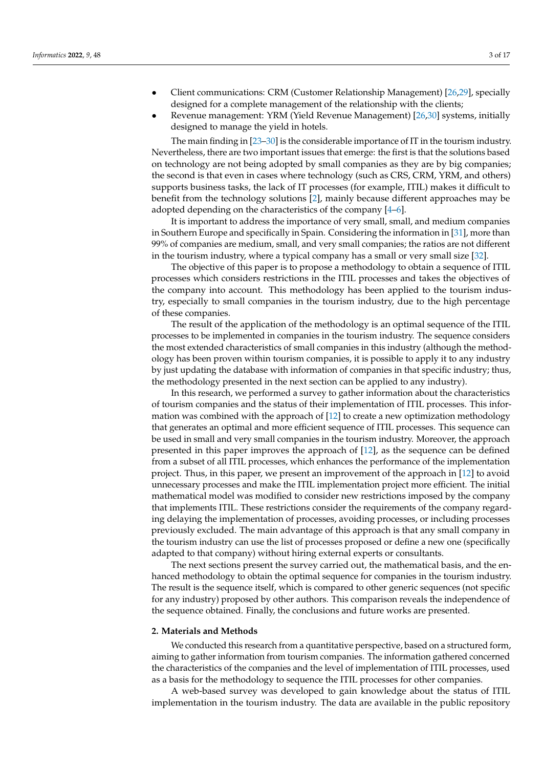- Client communications: CRM (Customer Relationship Management) [26,29], specially designed for a complete management of the relationship with the clients;
- Revenue management: YRM (Yield Revenue Management) [26,30] systems, initially designed to manage the yield in hotels.

The main finding in [23–30] is the considerable importance of IT in the tourism industry. Nevertheless, there are two important issues that emerge: the first is that the solutions based on technology are not being adopted by small companies as they are by big companies; the second is that even in cases where technology (such as CRS, CRM, YRM, and others) supports business tasks, the lack of IT processes (for example, ITIL) makes it difficult to benefit from the technology solutions [2], mainly because different approaches may be adopted depending on the characteristics of the company [4–6].

It is important to address the importance of very small, small, and medium companies in Southern Europe and specifically in Spain. Considering the information in [31], more than 99% of companies are medium, small, and very small companies; the ratios are not different in the tourism industry, where a typical company has a small or very small size [32].

The objective of this paper is to propose a methodology to obtain a sequence of ITIL processes which considers restrictions in the ITIL processes and takes the objectives of the company into account. This methodology has been applied to the tourism industry, especially to small companies in the tourism industry, due to the high percentage of these companies.

The result of the application of the methodology is an optimal sequence of the ITIL processes to be implemented in companies in the tourism industry. The sequence considers the most extended characteristics of small companies in this industry (although the methodology has been proven within tourism companies, it is possible to apply it to any industry by just updating the database with information of companies in that specific industry; thus, the methodology presented in the next section can be applied to any industry).

In this research, we performed a survey to gather information about the characteristics of tourism companies and the status of their implementation of ITIL processes. This information was combined with the approach of [12] to create a new optimization methodology that generates an optimal and more efficient sequence of ITIL processes. This sequence can be used in small and very small companies in the tourism industry. Moreover, the approach presented in this paper improves the approach of [12], as the sequence can be defined from a subset of all ITIL processes, which enhances the performance of the implementation project. Thus, in this paper, we present an improvement of the approach in [12] to avoid unnecessary processes and make the ITIL implementation project more efficient. The initial mathematical model was modified to consider new restrictions imposed by the company that implements ITIL. These restrictions consider the requirements of the company regarding delaying the implementation of processes, avoiding processes, or including processes previously excluded. The main advantage of this approach is that any small company in the tourism industry can use the list of processes proposed or define a new one (specifically adapted to that company) without hiring external experts or consultants.

The next sections present the survey carried out, the mathematical basis, and the enhanced methodology to obtain the optimal sequence for companies in the tourism industry. The result is the sequence itself, which is compared to other generic sequences (not specific for any industry) proposed by other authors. This comparison reveals the independence of the sequence obtained. Finally, the conclusions and future works are presented.

## 2. Materials and Methods

We conducted this research from a quantitative perspective, based on a structured form, aiming to gather information from tourism companies. The information gathered concerned the characteristics of the companies and the level of implementation of ITIL processes, used as a basis for the methodology to sequence the ITIL processes for other companies.

A web-based survey was developed to gain knowledge about the status of ITIL implementation in the tourism industry. The data are available in the public repository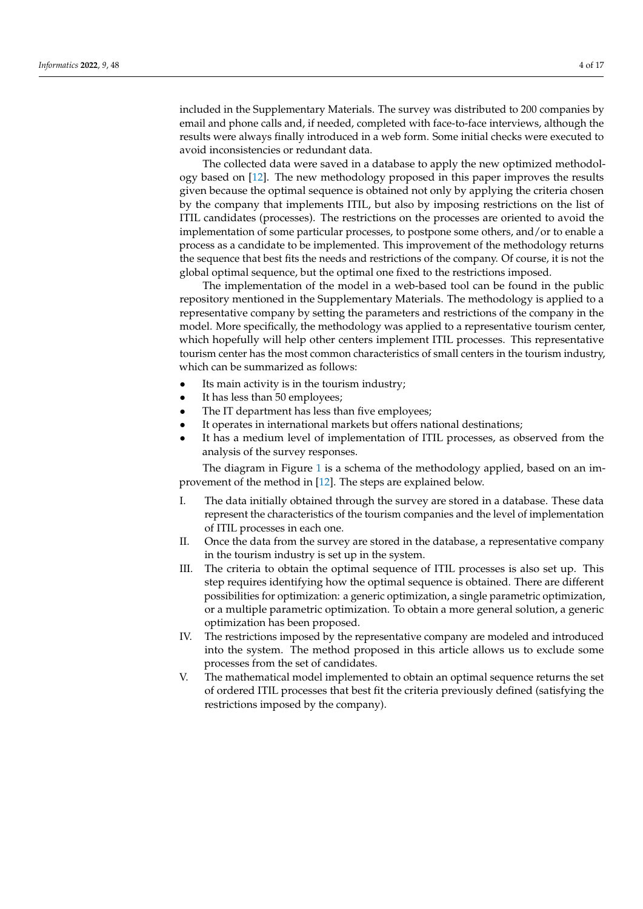included in the Supplementary Materials. The survey was distributed to 200 companies by email and phone calls and, if needed, completed with face-to-face interviews, although the results were always finally introduced in a web form. Some initial checks were executed to avoid inconsistencies or redundant data.

The collected data were saved in a database to apply the new optimized methodology based on [12]. The new methodology proposed in this paper improves the results given because the optimal sequence is obtained not only by applying the criteria chosen by the company that implements ITIL, but also by imposing restrictions on the list of ITIL candidates (processes). The restrictions on the processes are oriented to avoid the implementation of some particular processes, to postpone some others, and/or to enable a process as a candidate to be implemented. This improvement of the methodology returns the sequence that best fits the needs and restrictions of the company. Of course, it is not the global optimal sequence, but the optimal one fixed to the restrictions imposed.

The implementation of the model in a web-based tool can be found in the public repository mentioned in the Supplementary Materials. The methodology is applied to a representative company by setting the parameters and restrictions of the company in the model. More specifically, the methodology was applied to a representative tourism center, which hopefully will help other centers implement ITIL processes. This representative tourism center has the most common characteristics of small centers in the tourism industry, which can be summarized as follows:

- Its main activity is in the tourism industry;
- It has less than 50 employees;
- The IT department has less than five employees;
- It operates in international markets but offers national destinations;
- It has a medium level of implementation of ITIL processes, as observed from the analysis of the survey responses.

The diagram in Figure 1 is a schema of the methodology applied, based on an improvement of the method in [12]. The steps are explained below.

I. The data initially obtained through the survey are stored in a database. These data represent the characteristics of the tourism companies and the level of implementation of ITIL processes in each one.
II. Once the data from the survey are stored in the database, a representative company in the tourism industry is set up in the system.
III. The criteria to obtain the optimal sequence of ITIL processes is also set up. This step requires identifying how the optimal sequence is obtained. There are different possibilities for optimization: a generic optimization, a single parametric optimization, or a multiple parametric optimization. To obtain a more general solution, a generic optimization has been proposed.
IV. The restrictions imposed by the representative company are modeled and introduced into the system. The method proposed in this article allows us to exclude some processes from the set of candidates.
V. The mathematical model implemented to obtain an optimal sequence returns the set of ordered ITIL processes that best fit the criteria previously defined (satisfying the restrictions imposed by the company).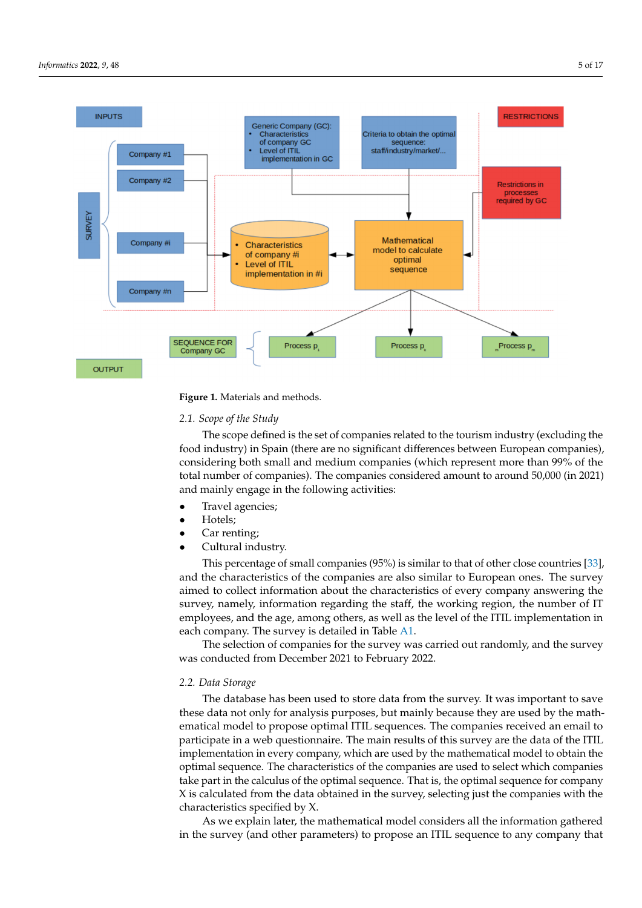**Figure 1.** Materials and methods.

### 2.1. Scope of the Study

The scope defined is the set of companies related to the tourism industry (excluding the food industry) in Spain (there are no significant differences between European companies), considering both small and medium companies (which represent more than 99% of the total number of companies). The companies considered amount to around 50,000 (in 2021) and mainly engage in the following activities:

- Travel agencies;
- Hotels;
- Car renting;
- Cultural industry.

This percentage of small companies (95%) is similar to that of other close countries [33], and the characteristics of the companies are also similar to European ones. The survey aimed to collect information about the characteristics of every company answering the survey, namely, information regarding the staff, the working region, the number of IT employees, and the age, among others, as well as the level of the ITIL implementation in each company. The survey is detailed in Table A1.

The selection of companies for the survey was carried out randomly, and the survey was conducted from December 2021 to February 2022.

### 2.2. Data Storage

The database has been used to store data from the survey. It was important to save these data not only for analysis purposes, but mainly because they are used by the mathematical model to propose optimal ITIL sequences. The companies received an email to participate in a web questionnaire. The main results of this survey are the data of the ITIL implementation in every company, which are used by the mathematical model to obtain the optimal sequence. The characteristics of the companies are used to select which companies take part in the calculus of the optimal sequence. That is, the optimal sequence for company X is calculated from the data obtained in the survey, selecting just the companies with the characteristics specified by X.

As we explain later, the mathematical model considers all the information gathered in the survey (and other parameters) to propose an ITIL sequence to any company that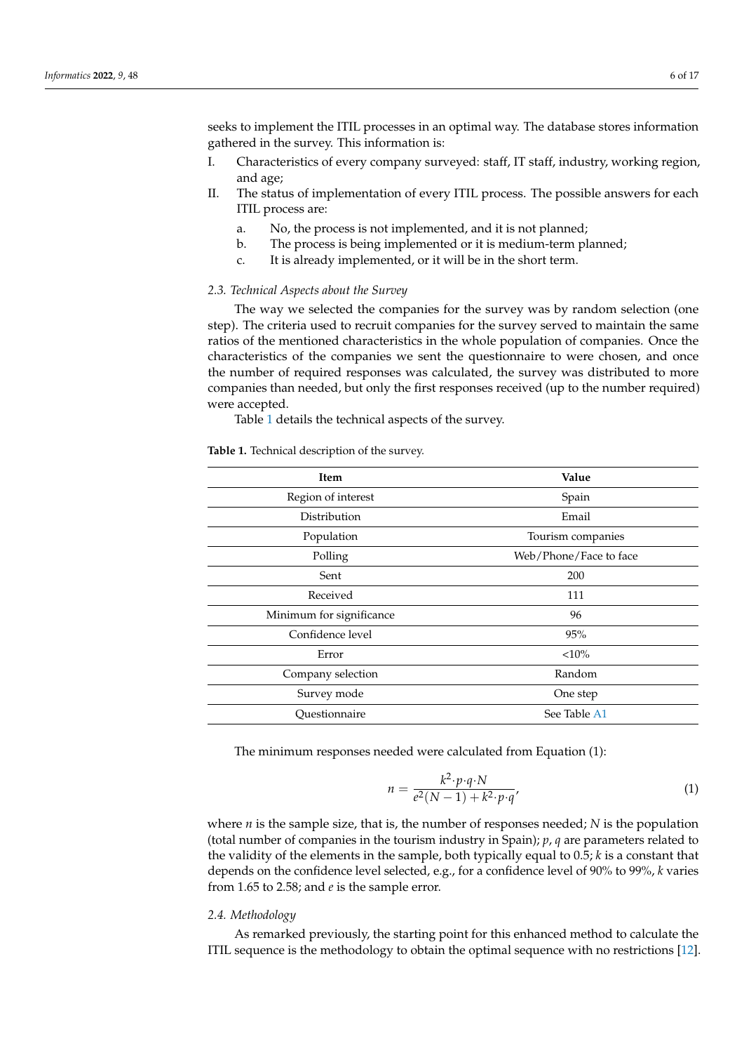seeks to implement the ITIL processes in an optimal way. The database stores information gathered in the survey. This information is:

I. Characteristics of every company surveyed: staff, IT staff, industry, working region, and age;
II. The status of implementation of every ITIL process. The possible answers for each ITIL process are:
   a. No, the process is not implemented, and it is not planned;
   b. The process is being implemented or it is medium-term planned;
   c. It is already implemented, or it will be in the short term.

### 2.3. Technical Aspects about the Survey

The way we selected the companies for the survey was by random selection (one step). The criteria used to recruit companies for the survey served to maintain the same ratios of the mentioned characteristics in the whole population of companies. Once the characteristics of the companies we sent the questionnaire to were chosen, and once the number of required responses was calculated, the survey was distributed to more companies than needed, but only the first responses received (up to the number required) were accepted.

Table 1 details the technical aspects of the survey.

**Table 1.** Technical description of the survey.

| Item | Value |
| --- | --- |
| Region of interest | Spain |
| Distribution | Email |
| Population | Tourism companies |
| Polling | Web/Phone/Face to face |
| Sent | 200 |
| Received | 111 |
| Minimum for significance | 96 |
| Confidence level | 95% |
| Error | <10% |
| Company selection | Random |
| Survey mode | One step |
| Questionnaire | See Table A1 |

The minimum responses needed were calculated from Equation (1):

$$n = \frac{k^2 \cdot p \cdot q \cdot N}{e^2(N-1) + k^2 \cdot p \cdot q}, \tag{1}$$

where $n$ is the sample size, that is, the number of responses needed; $N$ is the population (total number of companies in the tourism industry in Spain); $p$, $q$ are parameters related to the validity of the elements in the sample, both typically equal to 0.5; $k$ is a constant that depends on the confidence level selected, e.g., for a confidence level of 90% to 99%, $k$ varies from 1.65 to 2.58; and $e$ is the sample error.

### 2.4. Methodology

As remarked previously, the starting point for this enhanced method to calculate the ITIL sequence is the methodology to obtain the optimal sequence with no restrictions [12].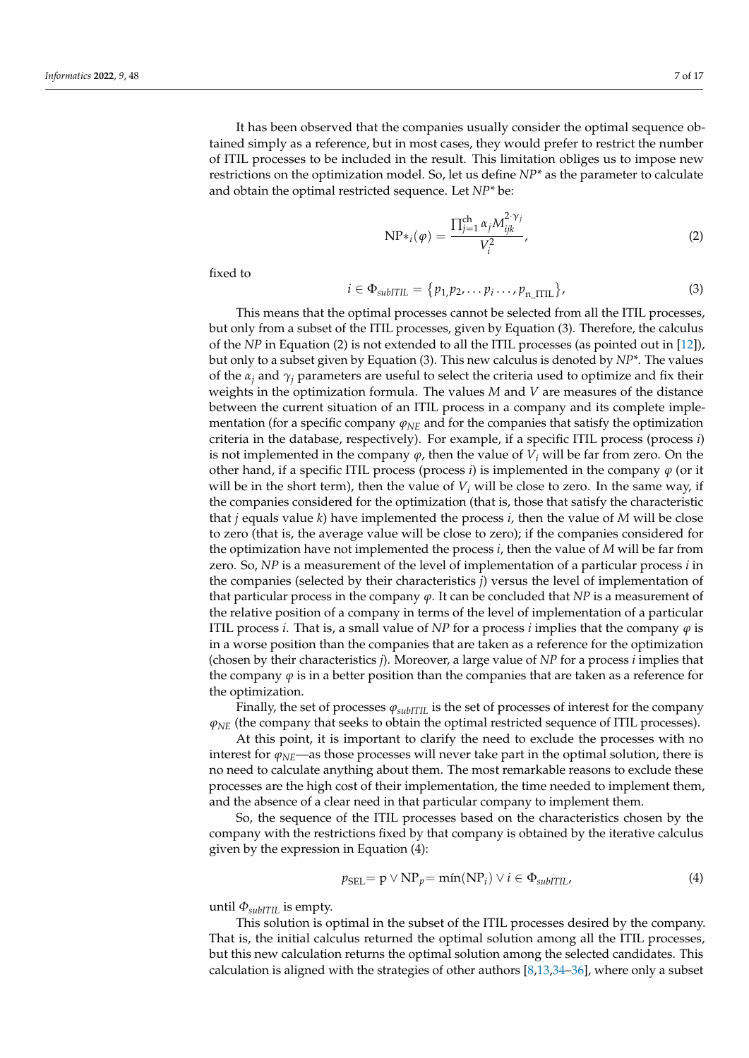It has been observed that the companies usually consider the optimal sequence obtained simply as a reference, but in most cases, they would prefer to restrict the number of ITIL processes to be included in the result. This limitation obliges us to impose new restrictions on the optimization model. So, let us define *NP\** as the parameter to calculate and obtain the optimal restricted sequence. Let *NP\** be:

$$\mathrm{NP}*_i(\varphi) = \frac{\prod_{j=1}^{\mathrm{ch}} \alpha_j M_{ijk}^{2\cdot\gamma_j}}{V_i^2}, \tag{2}$$

fixed to

$$i \in \Phi_{subITIL} = \{p_{1,} p_2, \ldots p_i \ldots, p_{\mathrm{n\_ITIL}}\}, \tag{3}$$

This means that the optimal processes cannot be selected from all the ITIL processes, but only from a subset of the ITIL processes, given by Equation (3). Therefore, the calculus of the *NP* in Equation (2) is not extended to all the ITIL processes (as pointed out in [12]), but only to a subset given by Equation (3). This new calculus is denoted by *NP\**. The values of the $\alpha_j$ and $\gamma_j$ parameters are useful to select the criteria used to optimize and fix their weights in the optimization formula. The values *M* and *V* are measures of the distance between the current situation of an ITIL process in a company and its complete implementation (for a specific company $\varphi_{NE}$ and for the companies that satisfy the optimization criteria in the database, respectively). For example, if a specific ITIL process (process *i*) is not implemented in the company $\varphi$, then the value of $V_i$ will be far from zero. On the other hand, if a specific ITIL process (process *i*) is implemented in the company $\varphi$ (or it will be in the short term), then the value of $V_i$ will be close to zero. In the same way, if the companies considered for the optimization (that is, those that satisfy the characteristic that *j* equals value *k*) have implemented the process *i*, then the value of *M* will be close to zero (that is, the average value will be close to zero); if the companies considered for the optimization have not implemented the process *i*, then the value of *M* will be far from zero. So, *NP* is a measurement of the level of implementation of a particular process *i* in the companies (selected by their characteristics *j*) versus the level of implementation of that particular process in the company $\varphi$. It can be concluded that *NP* is a measurement of the relative position of a company in terms of the level of implementation of a particular ITIL process *i*. That is, a small value of *NP* for a process *i* implies that the company $\varphi$ is in a worse position than the companies that are taken as a reference for the optimization (chosen by their characteristics *j*). Moreover, a large value of *NP* for a process *i* implies that the company $\varphi$ is in a better position than the companies that are taken as a reference for the optimization.

Finally, the set of processes $\varphi_{subITIL}$ is the set of processes of interest for the company $\varphi_{NE}$ (the company that seeks to obtain the optimal restricted sequence of ITIL processes).

At this point, it is important to clarify the need to exclude the processes with no interest for $\varphi_{NE}$—as those processes will never take part in the optimal solution, there is no need to calculate anything about them. The most remarkable reasons to exclude these processes are the high cost of their implementation, the time needed to implement them, and the absence of a clear need in that particular company to implement them.

So, the sequence of the ITIL processes based on the characteristics chosen by the company with the restrictions fixed by that company is obtained by the iterative calculus given by the expression in Equation (4):

$$p_{\mathrm{SEL}} = \mathrm{p} \vee \mathrm{NP}_p = \mathrm{mín}(\mathrm{NP}_i) \vee i \in \Phi_{subITIL}, \tag{4}$$

until $\Phi_{subITIL}$ is empty.

This solution is optimal in the subset of the ITIL processes desired by the company. That is, the initial calculus returned the optimal solution among all the ITIL processes, but this new calculation returns the optimal solution among the selected candidates. This calculation is aligned with the strategies of other authors [8,13,34–36], where only a subset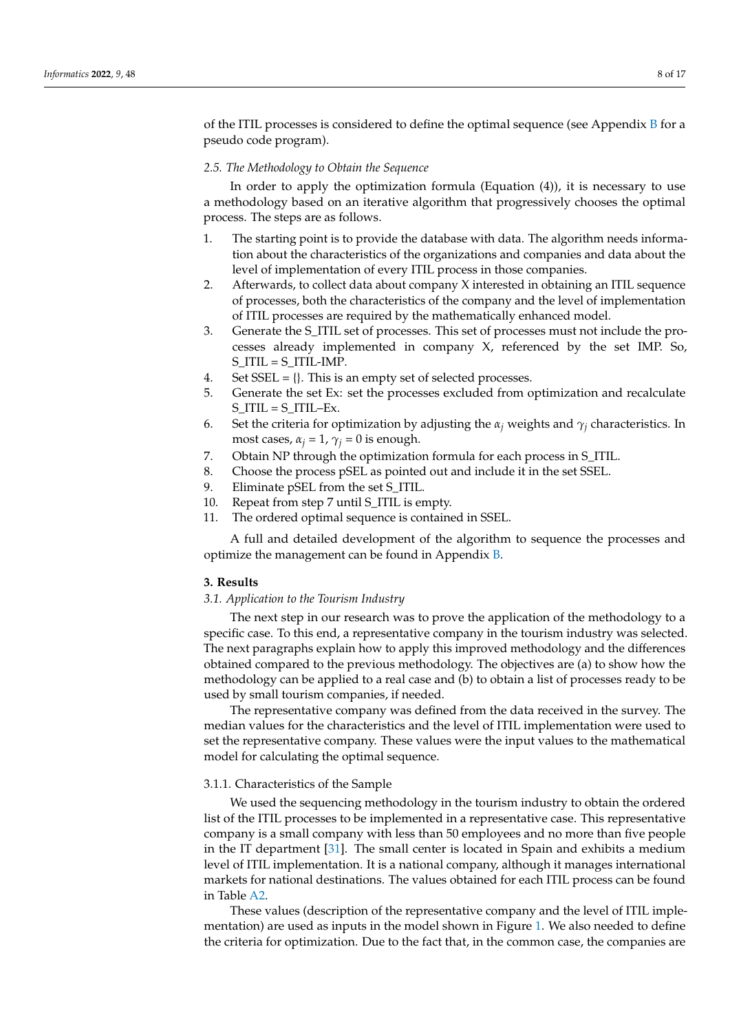of the ITIL processes is considered to define the optimal sequence (see Appendix B for a pseudo code program).

*2.5. The Methodology to Obtain the Sequence*

In order to apply the optimization formula (Equation (4)), it is necessary to use a methodology based on an iterative algorithm that progressively chooses the optimal process. The steps are as follows.

1. The starting point is to provide the database with data. The algorithm needs information about the characteristics of the organizations and companies and data about the level of implementation of every ITIL process in those companies.
2. Afterwards, to collect data about company X interested in obtaining an ITIL sequence of processes, both the characteristics of the company and the level of implementation of ITIL processes are required by the mathematically enhanced model.
3. Generate the S_ITIL set of processes. This set of processes must not include the processes already implemented in company X, referenced by the set IMP. So, S_ITIL = S_ITIL-IMP.
4. Set SSEL = {}. This is an empty set of selected processes.
5. Generate the set Ex: set the processes excluded from optimization and recalculate S_ITIL = S_ITIL–Ex.
6. Set the criteria for optimization by adjusting the $\alpha_j$ weights and $\gamma_j$ characteristics. In most cases, $\alpha_j = 1$, $\gamma_j = 0$ is enough.
7. Obtain NP through the optimization formula for each process in S_ITIL.
8. Choose the process pSEL as pointed out and include it in the set SSEL.
9. Eliminate pSEL from the set S_ITIL.
10. Repeat from step 7 until S_ITIL is empty.
11. The ordered optimal sequence is contained in SSEL.

A full and detailed development of the algorithm to sequence the processes and optimize the management can be found in Appendix B.

## 3. Results

*3.1. Application to the Tourism Industry*

The next step in our research was to prove the application of the methodology to a specific case. To this end, a representative company in the tourism industry was selected. The next paragraphs explain how to apply this improved methodology and the differences obtained compared to the previous methodology. The objectives are (a) to show how the methodology can be applied to a real case and (b) to obtain a list of processes ready to be used by small tourism companies, if needed.

The representative company was defined from the data received in the survey. The median values for the characteristics and the level of ITIL implementation were used to set the representative company. These values were the input values to the mathematical model for calculating the optimal sequence.

3.1.1. Characteristics of the Sample

We used the sequencing methodology in the tourism industry to obtain the ordered list of the ITIL processes to be implemented in a representative case. This representative company is a small company with less than 50 employees and no more than five people in the IT department [31]. The small center is located in Spain and exhibits a medium level of ITIL implementation. It is a national company, although it manages international markets for national destinations. The values obtained for each ITIL process can be found in Table A2.

These values (description of the representative company and the level of ITIL implementation) are used as inputs in the model shown in Figure 1. We also needed to define the criteria for optimization. Due to the fact that, in the common case, the companies are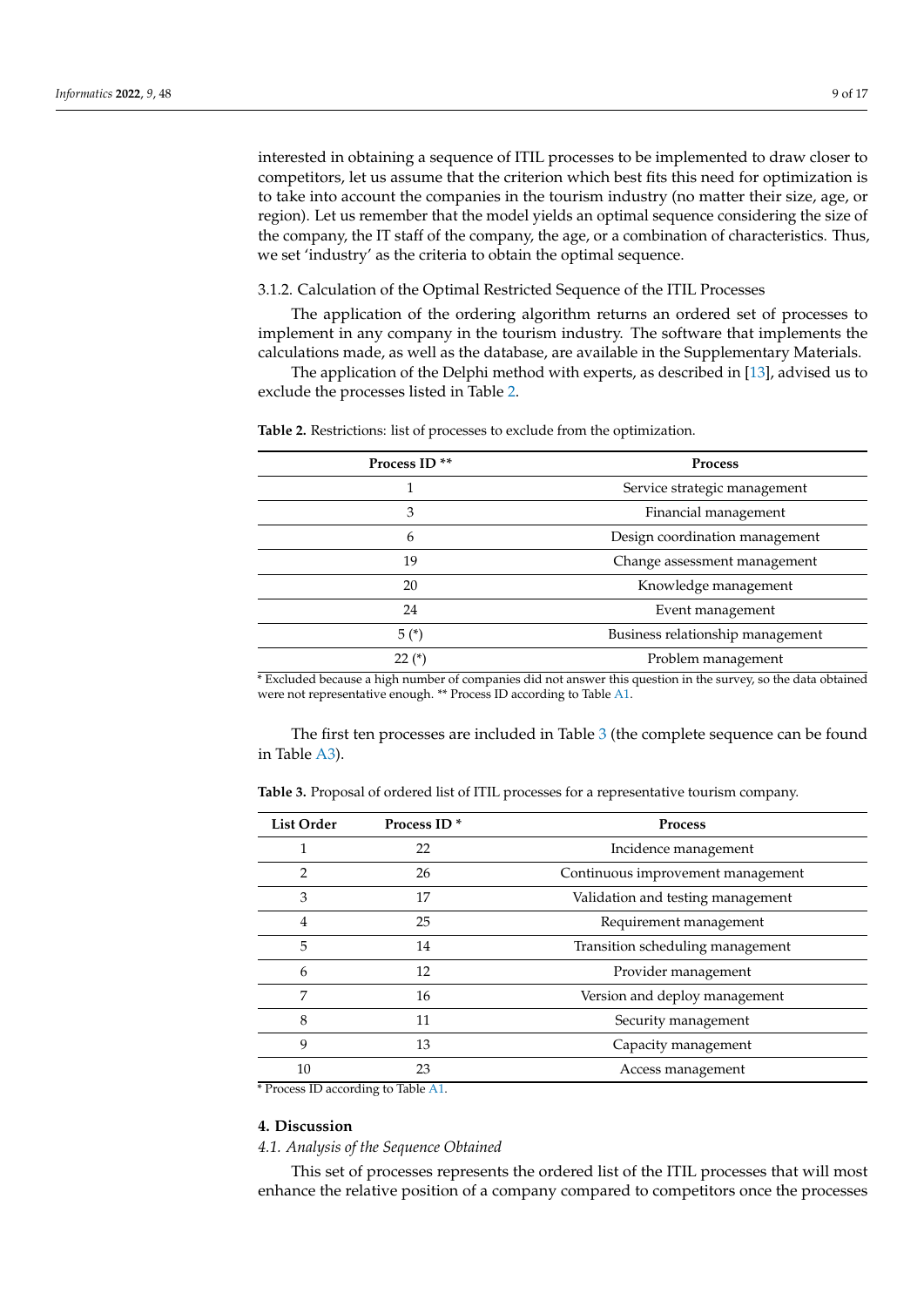interested in obtaining a sequence of ITIL processes to be implemented to draw closer to competitors, let us assume that the criterion which best fits this need for optimization is to take into account the companies in the tourism industry (no matter their size, age, or region). Let us remember that the model yields an optimal sequence considering the size of the company, the IT staff of the company, the age, or a combination of characteristics. Thus, we set 'industry' as the criteria to obtain the optimal sequence.

#### 3.1.2. Calculation of the Optimal Restricted Sequence of the ITIL Processes

The application of the ordering algorithm returns an ordered set of processes to implement in any company in the tourism industry. The software that implements the calculations made, as well as the database, are available in the Supplementary Materials.

The application of the Delphi method with experts, as described in [13], advised us to exclude the processes listed in Table 2.

**Table 2.** Restrictions: list of processes to exclude from the optimization.

| Process ID ** | Process |
|---|---|
| 1 | Service strategic management |
| 3 | Financial management |
| 6 | Design coordination management |
| 19 | Change assessment management |
| 20 | Knowledge management |
| 24 | Event management |
| 5 (*) | Business relationship management |
| 22 (*) | Problem management |

* Excluded because a high number of companies did not answer this question in the survey, so the data obtained were not representative enough. ** Process ID according to Table A1.

The first ten processes are included in Table 3 (the complete sequence can be found in Table A3).

**Table 3.** Proposal of ordered list of ITIL processes for a representative tourism company.

| List Order | Process ID * | Process |
|---|---|---|
| 1 | 22 | Incidence management |
| 2 | 26 | Continuous improvement management |
| 3 | 17 | Validation and testing management |
| 4 | 25 | Requirement management |
| 5 | 14 | Transition scheduling management |
| 6 | 12 | Provider management |
| 7 | 16 | Version and deploy management |
| 8 | 11 | Security management |
| 9 | 13 | Capacity management |
| 10 | 23 | Access management |

* Process ID according to Table A1.

## 4. Discussion

### *4.1. Analysis of the Sequence Obtained*

This set of processes represents the ordered list of the ITIL processes that will most enhance the relative position of a company compared to competitors once the processes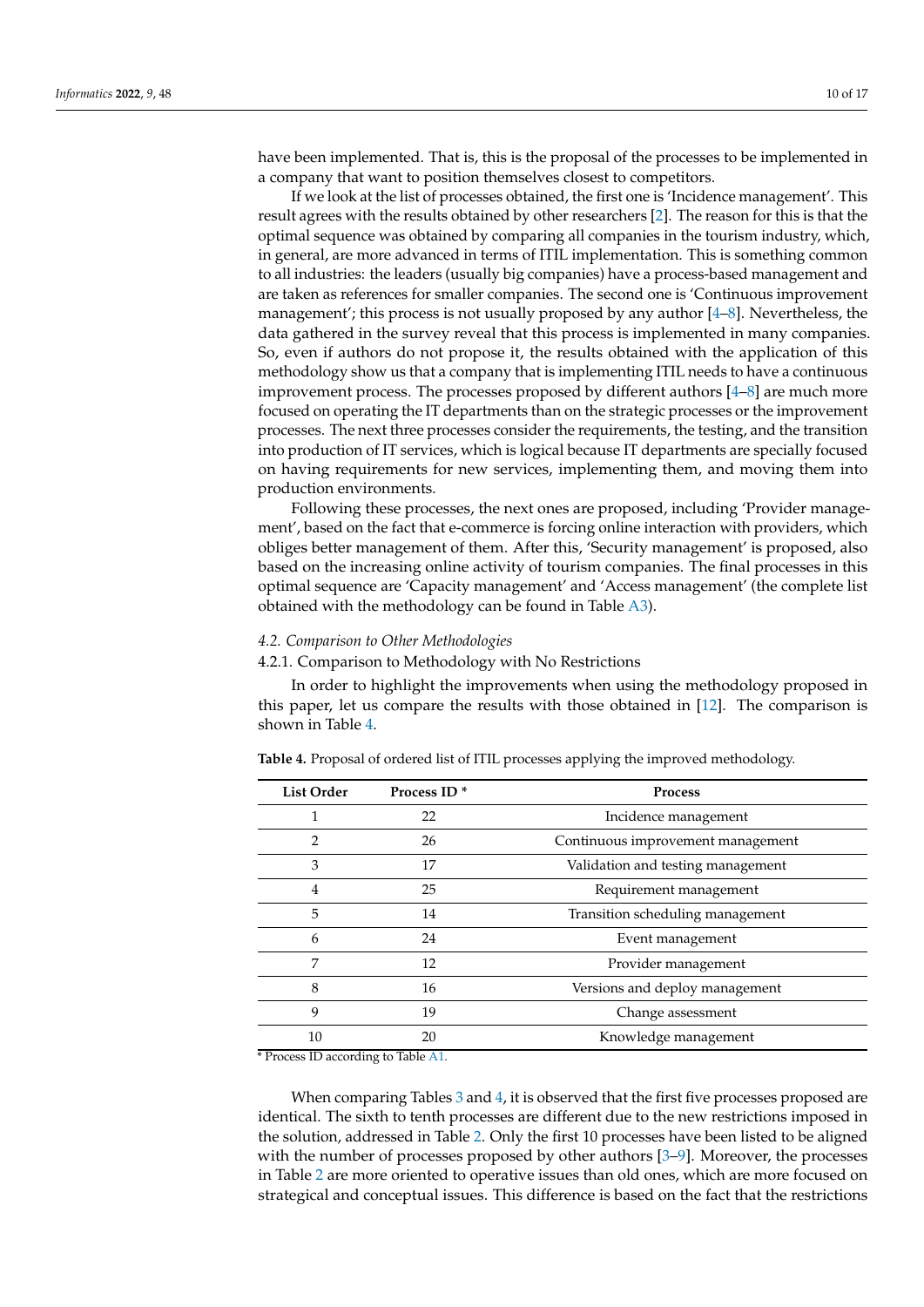have been implemented. That is, this is the proposal of the processes to be implemented in a company that want to position themselves closest to competitors.

If we look at the list of processes obtained, the first one is 'Incidence management'. This result agrees with the results obtained by other researchers [2]. The reason for this is that the optimal sequence was obtained by comparing all companies in the tourism industry, which, in general, are more advanced in terms of ITIL implementation. This is something common to all industries: the leaders (usually big companies) have a process-based management and are taken as references for smaller companies. The second one is 'Continuous improvement management'; this process is not usually proposed by any author [4–8]. Nevertheless, the data gathered in the survey reveal that this process is implemented in many companies. So, even if authors do not propose it, the results obtained with the application of this methodology show us that a company that is implementing ITIL needs to have a continuous improvement process. The processes proposed by different authors [4–8] are much more focused on operating the IT departments than on the strategic processes or the improvement processes. The next three processes consider the requirements, the testing, and the transition into production of IT services, which is logical because IT departments are specially focused on having requirements for new services, implementing them, and moving them into production environments.

Following these processes, the next ones are proposed, including 'Provider management', based on the fact that e-commerce is forcing online interaction with providers, which obliges better management of them. After this, 'Security management' is proposed, also based on the increasing online activity of tourism companies. The final processes in this optimal sequence are 'Capacity management' and 'Access management' (the complete list obtained with the methodology can be found in Table A3).

### *4.2. Comparison to Other Methodologies*

#### 4.2.1. Comparison to Methodology with No Restrictions

In order to highlight the improvements when using the methodology proposed in this paper, let us compare the results with those obtained in [12]. The comparison is shown in Table 4.

**Table 4.** Proposal of ordered list of ITIL processes applying the improved methodology.

| List Order | Process ID * | Process |
|---|---|---|
| 1 | 22 | Incidence management |
| 2 | 26 | Continuous improvement management |
| 3 | 17 | Validation and testing management |
| 4 | 25 | Requirement management |
| 5 | 14 | Transition scheduling management |
| 6 | 24 | Event management |
| 7 | 12 | Provider management |
| 8 | 16 | Versions and deploy management |
| 9 | 19 | Change assessment |
| 10 | 20 | Knowledge management |

* Process ID according to Table A1.

When comparing Tables 3 and 4, it is observed that the first five processes proposed are identical. The sixth to tenth processes are different due to the new restrictions imposed in the solution, addressed in Table 2. Only the first 10 processes have been listed to be aligned with the number of processes proposed by other authors [3–9]. Moreover, the processes in Table 2 are more oriented to operative issues than old ones, which are more focused on strategical and conceptual issues. This difference is based on the fact that the restrictions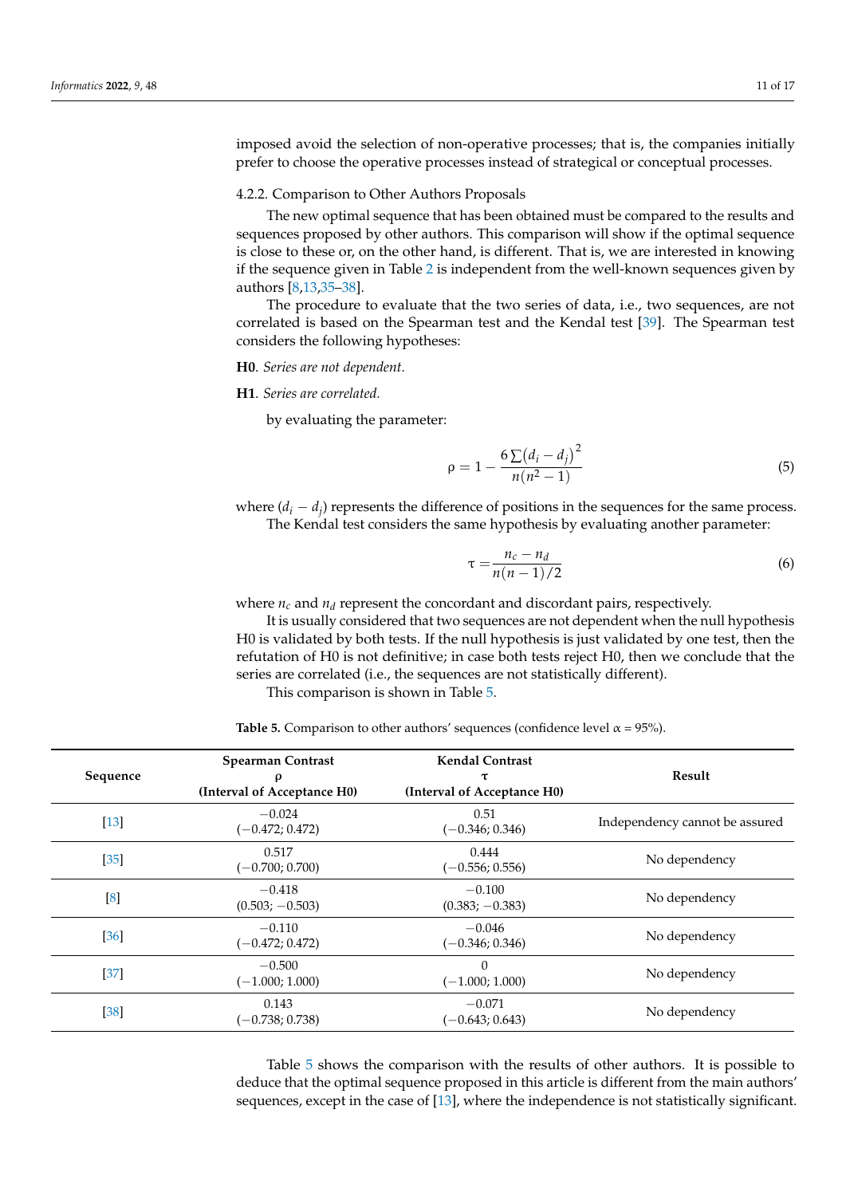imposed avoid the selection of non-operative processes; that is, the companies initially prefer to choose the operative processes instead of strategical or conceptual processes.

#### 4.2.2. Comparison to Other Authors Proposals

The new optimal sequence that has been obtained must be compared to the results and sequences proposed by other authors. This comparison will show if the optimal sequence is close to these or, on the other hand, is different. That is, we are interested in knowing if the sequence given in Table 2 is independent from the well-known sequences given by authors [8,13,35–38].

The procedure to evaluate that the two series of data, i.e., two sequences, are not correlated is based on the Spearman test and the Kendal test [39]. The Spearman test considers the following hypotheses:

**H0**. *Series are not dependent.*

**H1**. *Series are correlated.*

by evaluating the parameter:

$$\rho = 1 - \frac{6\sum(d_i - d_j)^2}{n(n^2 - 1)} \tag{5}$$

where $(d_i - d_j)$ represents the difference of positions in the sequences for the same process.

The Kendal test considers the same hypothesis by evaluating another parameter:

$$\tau = \frac{n_c - n_d}{n(n-1)/2} \tag{6}$$

where $n_c$ and $n_d$ represent the concordant and discordant pairs, respectively.

It is usually considered that two sequences are not dependent when the null hypothesis H0 is validated by both tests. If the null hypothesis is just validated by one test, then the refutation of H0 is not definitive; in case both tests reject H0, then we conclude that the series are correlated (i.e., the sequences are not statistically different).

This comparison is shown in Table 5.

**Table 5.** Comparison to other authors' sequences (confidence level α = 95%).

| Sequence | Spearman Contrast ρ (Interval of Acceptance H0) | Kendal Contrast τ (Interval of Acceptance H0) | Result |
|---|---|---|---|
| [13] | −0.024 (−0.472; 0.472) | 0.51 (−0.346; 0.346) | Independency cannot be assured |
| [35] | 0.517 (−0.700; 0.700) | 0.444 (−0.556; 0.556) | No dependency |
| [8] | −0.418 (0.503; −0.503) | −0.100 (0.383; −0.383) | No dependency |
| [36] | −0.110 (−0.472; 0.472) | −0.046 (−0.346; 0.346) | No dependency |
| [37] | −0.500 (−1.000; 1.000) | 0 (−1.000; 1.000) | No dependency |
| [38] | 0.143 (−0.738; 0.738) | −0.071 (−0.643; 0.643) | No dependency |

Table 5 shows the comparison with the results of other authors. It is possible to deduce that the optimal sequence proposed in this article is different from the main authors' sequences, except in the case of [13], where the independence is not statistically significant.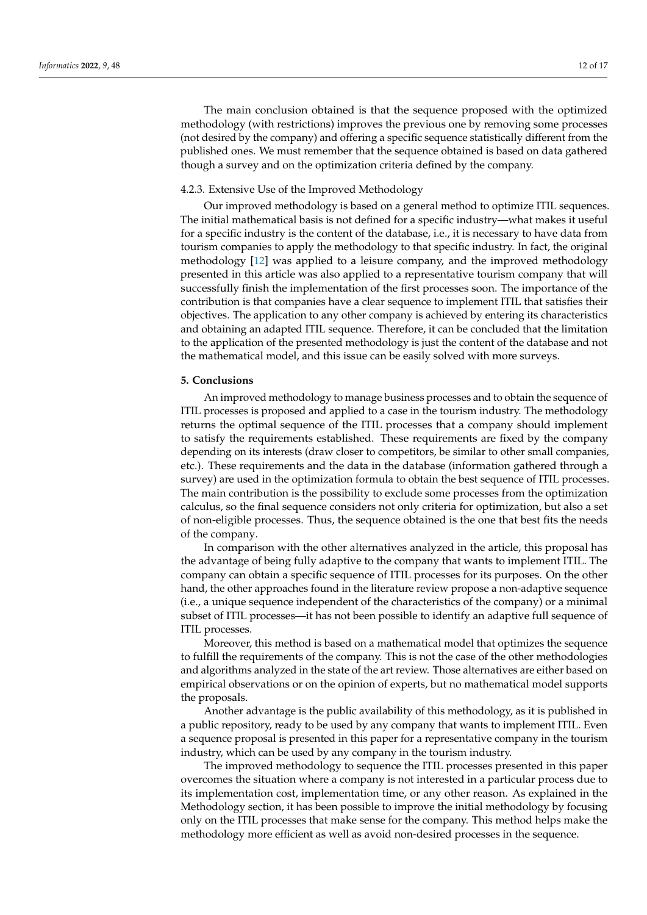The main conclusion obtained is that the sequence proposed with the optimized methodology (with restrictions) improves the previous one by removing some processes (not desired by the company) and offering a specific sequence statistically different from the published ones. We must remember that the sequence obtained is based on data gathered though a survey and on the optimization criteria defined by the company.

#### 4.2.3. Extensive Use of the Improved Methodology

Our improved methodology is based on a general method to optimize ITIL sequences. The initial mathematical basis is not defined for a specific industry—what makes it useful for a specific industry is the content of the database, i.e., it is necessary to have data from tourism companies to apply the methodology to that specific industry. In fact, the original methodology [12] was applied to a leisure company, and the improved methodology presented in this article was also applied to a representative tourism company that will successfully finish the implementation of the first processes soon. The importance of the contribution is that companies have a clear sequence to implement ITIL that satisfies their objectives. The application to any other company is achieved by entering its characteristics and obtaining an adapted ITIL sequence. Therefore, it can be concluded that the limitation to the application of the presented methodology is just the content of the database and not the mathematical model, and this issue can be easily solved with more surveys.

## 5. Conclusions

An improved methodology to manage business processes and to obtain the sequence of ITIL processes is proposed and applied to a case in the tourism industry. The methodology returns the optimal sequence of the ITIL processes that a company should implement to satisfy the requirements established. These requirements are fixed by the company depending on its interests (draw closer to competitors, be similar to other small companies, etc.). These requirements and the data in the database (information gathered through a survey) are used in the optimization formula to obtain the best sequence of ITIL processes. The main contribution is the possibility to exclude some processes from the optimization calculus, so the final sequence considers not only criteria for optimization, but also a set of non-eligible processes. Thus, the sequence obtained is the one that best fits the needs of the company.

In comparison with the other alternatives analyzed in the article, this proposal has the advantage of being fully adaptive to the company that wants to implement ITIL. The company can obtain a specific sequence of ITIL processes for its purposes. On the other hand, the other approaches found in the literature review propose a non-adaptive sequence (i.e., a unique sequence independent of the characteristics of the company) or a minimal subset of ITIL processes—it has not been possible to identify an adaptive full sequence of ITIL processes.

Moreover, this method is based on a mathematical model that optimizes the sequence to fulfill the requirements of the company. This is not the case of the other methodologies and algorithms analyzed in the state of the art review. Those alternatives are either based on empirical observations or on the opinion of experts, but no mathematical model supports the proposals.

Another advantage is the public availability of this methodology, as it is published in a public repository, ready to be used by any company that wants to implement ITIL. Even a sequence proposal is presented in this paper for a representative company in the tourism industry, which can be used by any company in the tourism industry.

The improved methodology to sequence the ITIL processes presented in this paper overcomes the situation where a company is not interested in a particular process due to its implementation cost, implementation time, or any other reason. As explained in the Methodology section, it has been possible to improve the initial methodology by focusing only on the ITIL processes that make sense for the company. This method helps make the methodology more efficient as well as avoid non-desired processes in the sequence.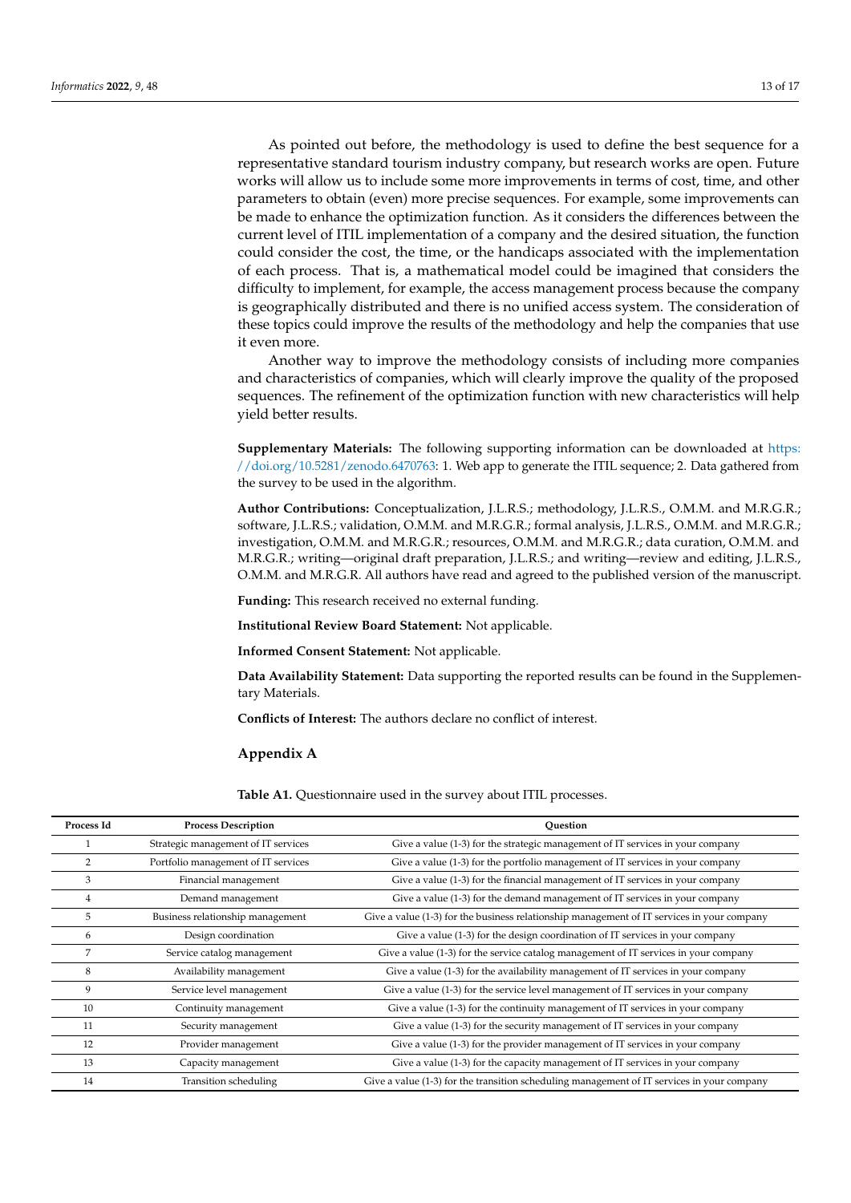As pointed out before, the methodology is used to define the best sequence for a representative standard tourism industry company, but research works are open. Future works will allow us to include some more improvements in terms of cost, time, and other parameters to obtain (even) more precise sequences. For example, some improvements can be made to enhance the optimization function. As it considers the differences between the current level of ITIL implementation of a company and the desired situation, the function could consider the cost, the time, or the handicaps associated with the implementation of each process. That is, a mathematical model could be imagined that considers the difficulty to implement, for example, the access management process because the company is geographically distributed and there is no unified access system. The consideration of these topics could improve the results of the methodology and help the companies that use it even more.

Another way to improve the methodology consists of including more companies and characteristics of companies, which will clearly improve the quality of the proposed sequences. The refinement of the optimization function with new characteristics will help yield better results.

**Supplementary Materials:** The following supporting information can be downloaded at https://doi.org/10.5281/zenodo.6470763: 1. Web app to generate the ITIL sequence; 2. Data gathered from the survey to be used in the algorithm.

**Author Contributions:** Conceptualization, J.L.R.S.; methodology, J.L.R.S., O.M.M. and M.R.G.R.; software, J.L.R.S.; validation, O.M.M. and M.R.G.R.; formal analysis, J.L.R.S., O.M.M. and M.R.G.R.; investigation, O.M.M. and M.R.G.R.; resources, O.M.M. and M.R.G.R.; data curation, O.M.M. and M.R.G.R.; writing—original draft preparation, J.L.R.S.; and writing—review and editing, J.L.R.S., O.M.M. and M.R.G.R. All authors have read and agreed to the published version of the manuscript.

**Funding:** This research received no external funding.

**Institutional Review Board Statement:** Not applicable.

**Informed Consent Statement:** Not applicable.

**Data Availability Statement:** Data supporting the reported results can be found in the Supplementary Materials.

**Conflicts of Interest:** The authors declare no conflict of interest.

## Appendix A

**Table A1.** Questionnaire used in the survey about ITIL processes.

| Process Id | Process Description | Question |
|---|---|---|
| 1 | Strategic management of IT services | Give a value (1-3) for the strategic management of IT services in your company |
| 2 | Portfolio management of IT services | Give a value (1-3) for the portfolio management of IT services in your company |
| 3 | Financial management | Give a value (1-3) for the financial management of IT services in your company |
| 4 | Demand management | Give a value (1-3) for the demand management of IT services in your company |
| 5 | Business relationship management | Give a value (1-3) for the business relationship management of IT services in your company |
| 6 | Design coordination | Give a value (1-3) for the design coordination of IT services in your company |
| 7 | Service catalog management | Give a value (1-3) for the service catalog management of IT services in your company |
| 8 | Availability management | Give a value (1-3) for the availability management of IT services in your company |
| 9 | Service level management | Give a value (1-3) for the service level management of IT services in your company |
| 10 | Continuity management | Give a value (1-3) for the continuity management of IT services in your company |
| 11 | Security management | Give a value (1-3) for the security management of IT services in your company |
| 12 | Provider management | Give a value (1-3) for the provider management of IT services in your company |
| 13 | Capacity management | Give a value (1-3) for the capacity management of IT services in your company |
| 14 | Transition scheduling | Give a value (1-3) for the transition scheduling management of IT services in your company |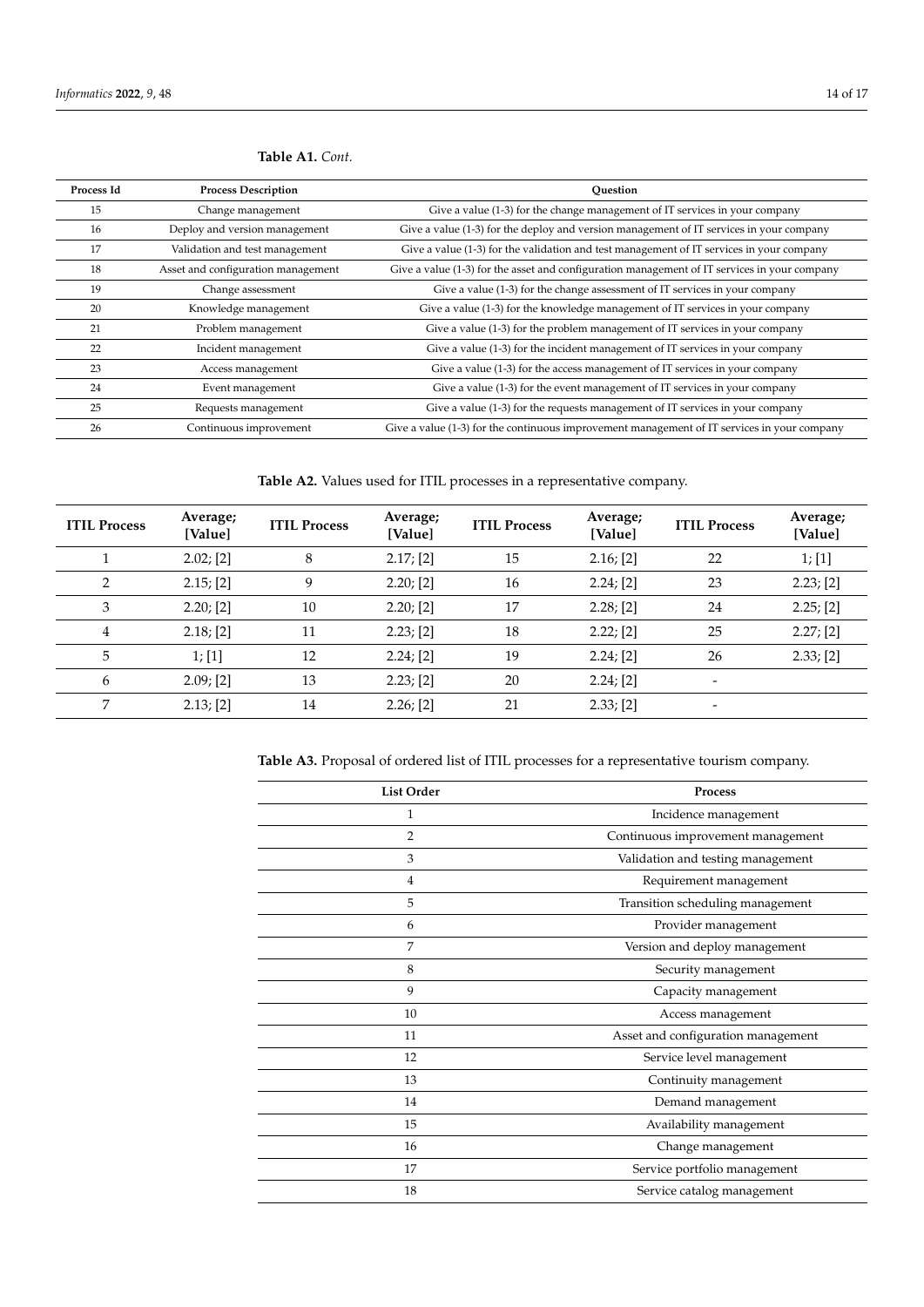**Table A1.** *Cont.*

| Process Id | Process Description | Question |
| --- | --- | --- |
| 15 | Change management | Give a value (1-3) for the change management of IT services in your company |
| 16 | Deploy and version management | Give a value (1-3) for the deploy and version management of IT services in your company |
| 17 | Validation and test management | Give a value (1-3) for the validation and test management of IT services in your company |
| 18 | Asset and configuration management | Give a value (1-3) for the asset and configuration management of IT services in your company |
| 19 | Change assessment | Give a value (1-3) for the change assessment of IT services in your company |
| 20 | Knowledge management | Give a value (1-3) for the knowledge management of IT services in your company |
| 21 | Problem management | Give a value (1-3) for the problem management of IT services in your company |
| 22 | Incident management | Give a value (1-3) for the incident management of IT services in your company |
| 23 | Access management | Give a value (1-3) for the access management of IT services in your company |
| 24 | Event management | Give a value (1-3) for the event management of IT services in your company |
| 25 | Requests management | Give a value (1-3) for the requests management of IT services in your company |
| 26 | Continuous improvement | Give a value (1-3) for the continuous improvement management of IT services in your company |

**Table A2.** Values used for ITIL processes in a representative company.

| ITIL Process | Average; [Value] | ITIL Process | Average; [Value] | ITIL Process | Average; [Value] | ITIL Process | Average; [Value] |
| --- | --- | --- | --- | --- | --- | --- | --- |
| 1 | 2.02; [2] | 8 | 2.17; [2] | 15 | 2.16; [2] | 22 | 1; [1] |
| 2 | 2.15; [2] | 9 | 2.20; [2] | 16 | 2.24; [2] | 23 | 2.23; [2] |
| 3 | 2.20; [2] | 10 | 2.20; [2] | 17 | 2.28; [2] | 24 | 2.25; [2] |
| 4 | 2.18; [2] | 11 | 2.23; [2] | 18 | 2.22; [2] | 25 | 2.27; [2] |
| 5 | 1; [1] | 12 | 2.24; [2] | 19 | 2.24; [2] | 26 | 2.33; [2] |
| 6 | 2.09; [2] | 13 | 2.23; [2] | 20 | 2.24; [2] | - | |
| 7 | 2.13; [2] | 14 | 2.26; [2] | 21 | 2.33; [2] | - | |

**Table A3.** Proposal of ordered list of ITIL processes for a representative tourism company.

| List Order | Process |
| --- | --- |
| 1 | Incidence management |
| 2 | Continuous improvement management |
| 3 | Validation and testing management |
| 4 | Requirement management |
| 5 | Transition scheduling management |
| 6 | Provider management |
| 7 | Version and deploy management |
| 8 | Security management |
| 9 | Capacity management |
| 10 | Access management |
| 11 | Asset and configuration management |
| 12 | Service level management |
| 13 | Continuity management |
| 14 | Demand management |
| 15 | Availability management |
| 16 | Change management |
| 17 | Service portfolio management |
| 18 | Service catalog management |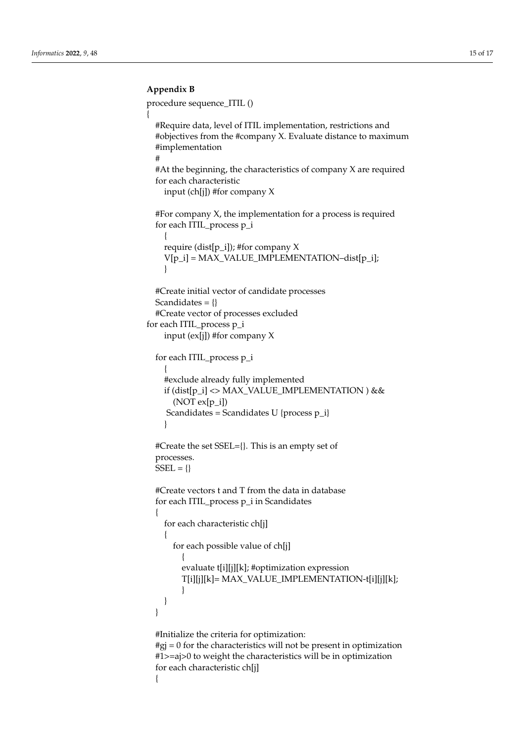## Appendix B

```
procedure sequence_ITIL ()
{
  #Require data, level of ITIL implementation, restrictions and
  #objectives from the #company X. Evaluate distance to maximum
  #implementation
  #
  #At the beginning, the characteristics of company X are required
  for each characteristic
    input (ch[j]) #for company X

  #For company X, the implementation for a process is required
  for each ITIL_process p_i
    {
    require (dist[p_i]); #for company X
    V[p_i] = MAX_VALUE_IMPLEMENTATION–dist[p_i];
    }

  #Create initial vector of candidate processes
  Scandidates = {}
  #Create vector of processes excluded
for each ITIL_process p_i
    input (ex[j]) #for company X

  for each ITIL_process p_i
    {
    #exclude already fully implemented
    if (dist[p_i] <> MAX_VALUE_IMPLEMENTATION ) &&
      (NOT ex[p_i])
     Scandidates = Scandidates U {process p_i}
    }

  #Create the set SSEL={}. This is an empty set of
  processes.
  SSEL = {}

  #Create vectors t and T from the data in database
  for each ITIL_process p_i in Scandidates
  {
    for each characteristic ch[j]
    {
      for each possible value of ch[j]
        {
        evaluate t[i][j][k]; #optimization expression
        T[i][j][k]= MAX_VALUE_IMPLEMENTATION-t[i][j][k];
        }
    }
  }

  #Initialize the criteria for optimization:
  #gj = 0 for the characteristics will not be present in optimization
  #1>=aj>0 to weight the characteristics will be in optimization
  for each characteristic ch[j]
  {
```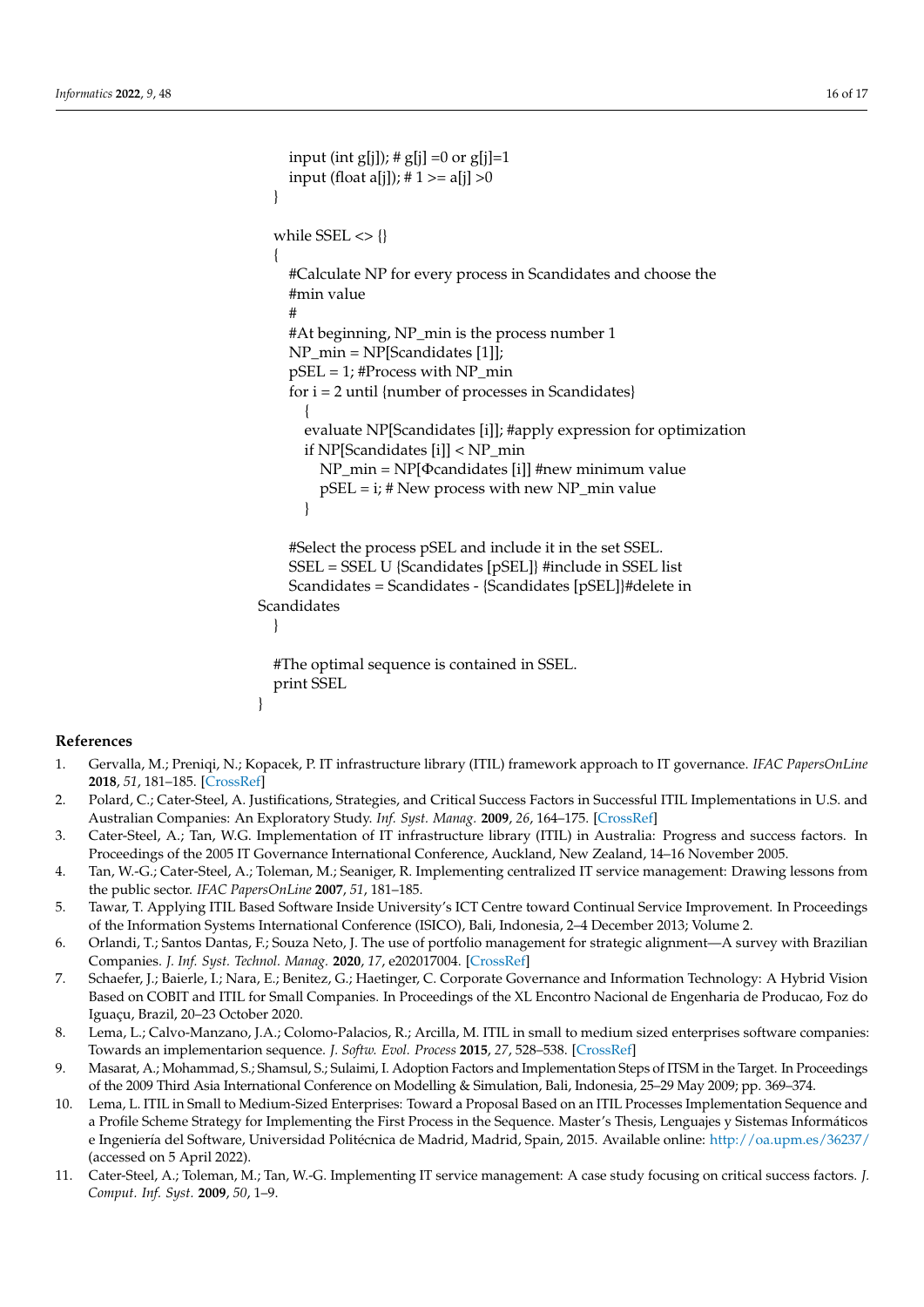```
    input (int g[j]); # g[j] =0 or g[j]=1
    input (float a[j]); # 1 >= a[j] >0
  }

  while SSEL <> {}
  {
    #Calculate NP for every process in Scandidates and choose the
    #min value
    #
    #At beginning, NP_min is the process number 1
    NP_min = NP[Scandidates [1]];
    pSEL = 1; #Process with NP_min
    for i = 2 until {number of processes in Scandidates}
      {
      evaluate NP[Scandidates [i]]; #apply expression for optimization
      if NP[Scandidates [i]] < NP_min
        NP_min = NP[Φcandidates [i]] #new minimum value
        pSEL = i; # New process with new NP_min value
      }

    #Select the process pSEL and include it in the set SSEL.
    SSEL = SSEL U {Scandidates [pSEL]} #include in SSEL list
    Scandidates = Scandidates - {Scandidates [pSEL]}#delete in
Scandidates
  }

  #The optimal sequence is contained in SSEL.
  print SSEL
}
```

## References

1. Gervalla, M.; Preniqi, N.; Kopacek, P. IT infrastructure library (ITIL) framework approach to IT governance. *IFAC PapersOnLine* **2018**, *51*, 181–185. [CrossRef]
2. Polard, C.; Cater-Steel, A. Justifications, Strategies, and Critical Success Factors in Successful ITIL Implementations in U.S. and Australian Companies: An Exploratory Study. *Inf. Syst. Manag.* **2009**, *26*, 164–175. [CrossRef]
3. Cater-Steel, A.; Tan, W.G. Implementation of IT infrastructure library (ITIL) in Australia: Progress and success factors. In Proceedings of the 2005 IT Governance International Conference, Auckland, New Zealand, 14–16 November 2005.
4. Tan, W.-G.; Cater-Steel, A.; Toleman, M.; Seaniger, R. Implementing centralized IT service management: Drawing lessons from the public sector. *IFAC PapersOnLine* **2007**, *51*, 181–185.
5. Tawar, T. Applying ITIL Based Software Inside University's ICT Centre toward Continual Service Improvement. In Proceedings of the Information Systems International Conference (ISICO), Bali, Indonesia, 2–4 December 2013; Volume 2.
6. Orlandi, T.; Santos Dantas, F.; Souza Neto, J. The use of portfolio management for strategic alignment—A survey with Brazilian Companies. *J. Inf. Syst. Technol. Manag.* **2020**, *17*, e202017004. [CrossRef]
7. Schaefer, J.; Baierle, I.; Nara, E.; Benitez, G.; Haetinger, C. Corporate Governance and Information Technology: A Hybrid Vision Based on COBIT and ITIL for Small Companies. In Proceedings of the XL Encontro Nacional de Engenharia de Producao, Foz do Iguaçu, Brazil, 20–23 October 2020.
8. Lema, L.; Calvo-Manzano, J.A.; Colomo-Palacios, R.; Arcilla, M. ITIL in small to medium sized enterprises software companies: Towards an implementarion sequence. *J. Softw. Evol. Process* **2015**, *27*, 528–538. [CrossRef]
9. Masarat, A.; Mohammad, S.; Shamsul, S.; Sulaimi, I. Adoption Factors and Implementation Steps of ITSM in the Target. In Proceedings of the 2009 Third Asia International Conference on Modelling & Simulation, Bali, Indonesia, 25–29 May 2009; pp. 369–374.
10. Lema, L. ITIL in Small to Medium-Sized Enterprises: Toward a Proposal Based on an ITIL Processes Implementation Sequence and a Profile Scheme Strategy for Implementing the First Process in the Sequence. Master's Thesis, Lenguajes y Sistemas Informáticos e Ingeniería del Software, Universidad Politécnica de Madrid, Madrid, Spain, 2015. Available online: http://oa.upm.es/36237/ (accessed on 5 April 2022).
11. Cater-Steel, A.; Toleman, M.; Tan, W.-G. Implementing IT service management: A case study focusing on critical success factors. *J. Comput. Inf. Syst.* **2009**, *50*, 1–9.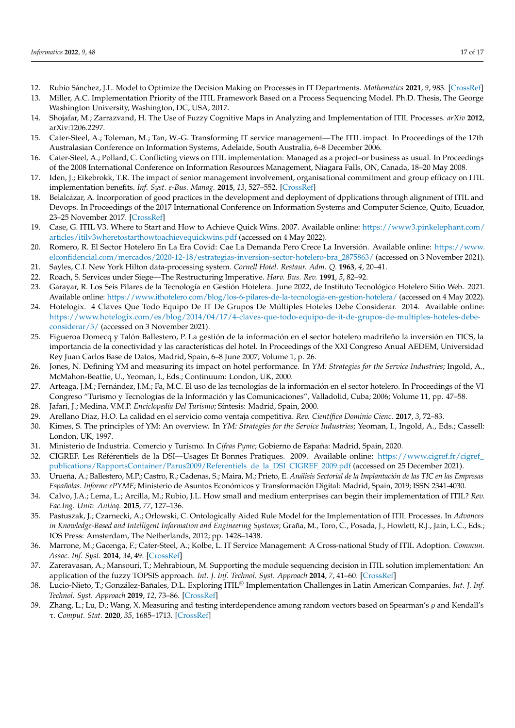12. Rubio Sánchez, J.L. Model to Optimize the Decision Making on Processes in IT Departments. *Mathematics* **2021**, *9*, 983. [CrossRef]
13. Miller, A.C. Implementation Priority of the ITIL Framework Based on a Process Sequencing Model. Ph.D. Thesis, The George Washington University, Washington, DC, USA, 2017.
14. Shojafar, M.; Zarrazvand, H. The Use of Fuzzy Cognitive Maps in Analyzing and Implementation of ITIL Processes. *arXiv* **2012**, arXiv:1206.2297.
15. Cater-Steel, A.; Toleman, M.; Tan, W.-G. Transforming IT service management—The ITIL impact. In Proceedings of the 17th Australasian Conference on Information Systems, Adelaide, South Australia, 6–8 December 2006.
16. Cater-Steel, A.; Pollard, C. Conflicting views on ITIL implementation: Managed as a project–or business as usual. In Proceedings of the 2008 International Conference on Information Resources Management, Niagara Falls, ON, Canada, 18–20 May 2008.
17. Iden, J.; Eikebrokk, T.R. The impact of senior management involvement, organisational commitment and group efficacy on ITIL implementation benefits. *Inf. Syst. e-Bus. Manag.* **2015**, *13*, 527–552. [CrossRef]
18. Belalcázar, A. Incorporation of good practices in the development and deployment of dpplications through alignment of ITIL and Devops. In Proceedings of the 2017 International Conference on Information Systems and Computer Science, Quito, Ecuador, 23–25 November 2017. [CrossRef]
19. Case, G. ITIL V3. Where to Start and How to Achieve Quick Wins. 2007. Available online: https://www3.pinkelephant.com/articles/itilv3wheretostarthowtoachievequickwins.pdf (accessed on 4 May 2022).
20. Romero, R. El Sector Hotelero En La Era Covid: Cae La Demanda Pero Crece La Inversión. Available online: https://www.elconfidencial.com/mercados/2020-12-18/estrategias-inversion-sector-hotelero-bra_2875863/ (accessed on 3 November 2021).
21. Sayles, C.I. New York Hilton data-processing system. *Cornell Hotel. Restaur. Adm. Q.* **1963**, *4*, 20–41.
22. Roach, S. Services under Siege—The Restructuring Imperative. *Harv. Bus. Rev.* **1991**, *5*, 82–92.
23. Garayar, R. Los Seis Pilares de la Tecnología en Gestión Hotelera. June 2022, de Instituto Tecnológico Hotelero Sitio Web. 2021. Available online: https://www.ithotelero.com/blog/los-6-pilares-de-la-tecnologia-en-gestion-hotelera/ (accessed on 4 May 2022).
24. Hotelogix. 4 Claves Que Todo Equipo De IT De Grupos De Múltiples Hoteles Debe Considerar. 2014. Available online: https://www.hotelogix.com/es/blog/2014/04/17/4-claves-que-todo-equipo-de-it-de-grupos-de-multiples-hoteles-debe-considerar/5/ (accessed on 3 November 2021).
25. Figueroa Domecq y Talón Ballestero, P. La gestión de la información en el sector hotelero madrileño la inversión en TICS, la importancia de la conectividad y las características del hotel. In Proceedings of the XXI Congreso Anual AEDEM, Universidad Rey Juan Carlos Base de Datos, Madrid, Spain, 6–8 June 2007; Volume 1, p. 26.
26. Jones, N. Defining YM and measuring its impact on hotel performance. In *YM: Strategies for the Service Industries*; Ingold, A., McMahon-Beattie, U., Yeoman, I., Eds.; Continuum: London, UK, 2000.
27. Arteaga, J.M.; Fernández, J.M.; Fa, M.C. El uso de las tecnologías de la información en el sector hotelero. In Proceedings of the VI Congreso "Turismo y Tecnologías de la Información y las Comunicaciones", Valladolid, Cuba; 2006; Volume 11, pp. 47–58.
28. Jafari, J.; Medina, V.M.P. *Enciclopedia Del Turismo*; Síntesis: Madrid, Spain, 2000.
29. Arellano Díaz, H.O. La calidad en el servicio como ventaja competitiva. *Rev. Científica Dominio Cienc.* **2017**, *3*, 72–83.
30. Kimes, S. The principles of YM: An overview. In *YM: Strategies for the Service Industries*; Yeoman, I., Ingold, A., Eds.; Cassell: London, UK, 1997.
31. Ministerio de Industria. Comercio y Turismo. In *Cifras Pyme*; Gobierno de España: Madrid, Spain, 2020.
32. CIGREF. Les Référentiels de la DSI—Usages Et Bonnes Pratiques. 2009. Available online: https://www.cigref.fr/cigref_publications/RapportsContainer/Parus2009/Referentiels_de_la_DSI_CIGREF_2009.pdf (accessed on 25 December 2021).
33. Urueña, A.; Ballestero, M.P.; Castro, R.; Cadenas, S.; Maira, M.; Prieto, E. *Análisis Sectorial de la Implantación de las TIC en las Empresas Españolas. Informe ePYME*; Ministerio de Asuntos Económicos y Transformación Digital: Madrid, Spain, 2019; ISSN 2341-4030.
34. Calvo, J.A.; Lema, L.; Arcilla, M.; Rubio, J.L. How small and medium enterprises can begin their implementation of ITIL? *Rev. Fac.Ing. Univ. Antioq.* **2015**, *77*, 127–136.
35. Pastuszak, J.; Czarnecki, A.; Orlowski, C. Ontologically Aided Rule Model for the Implementation of ITIL Processes. In *Advances in Knowledge-Based and Intelligent Information and Engineering Systems*; Graña, M., Toro, C., Posada, J., Howlett, R.J., Jain, L.C., Eds.; IOS Press: Amsterdam, The Netherlands, 2012; pp. 1428–1438.
36. Marrone, M.; Gacenga, F.; Cater-Steel, A.; Kolbe, L. IT Service Management: A Cross-national Study of ITIL Adoption. *Commun. Assoc. Inf. Syst.* **2014**, *34*, 49. [CrossRef]
37. Zareravasan, A.; Mansouri, T.; Mehrabioun, M. Supporting the module sequencing decision in ITIL solution implementation: An application of the fuzzy TOPSIS approach. *Int. J. Inf. Technol. Syst. Approach* **2014**, *7*, 41–60. [CrossRef]
38. Lucio-Nieto, T.; González-Bañales, D.L. Exploring ITIL® Implementation Challenges in Latin American Companies. *Int. J. Inf. Technol. Syst. Approach* **2019**, *12*, 73–86. [CrossRef]
39. Zhang, L.; Lu, D.; Wang, X. Measuring and testing interdependence among random vectors based on Spearman's ρ and Kendall's τ. *Comput. Stat.* **2020**, *35*, 1685–1713. [CrossRef]